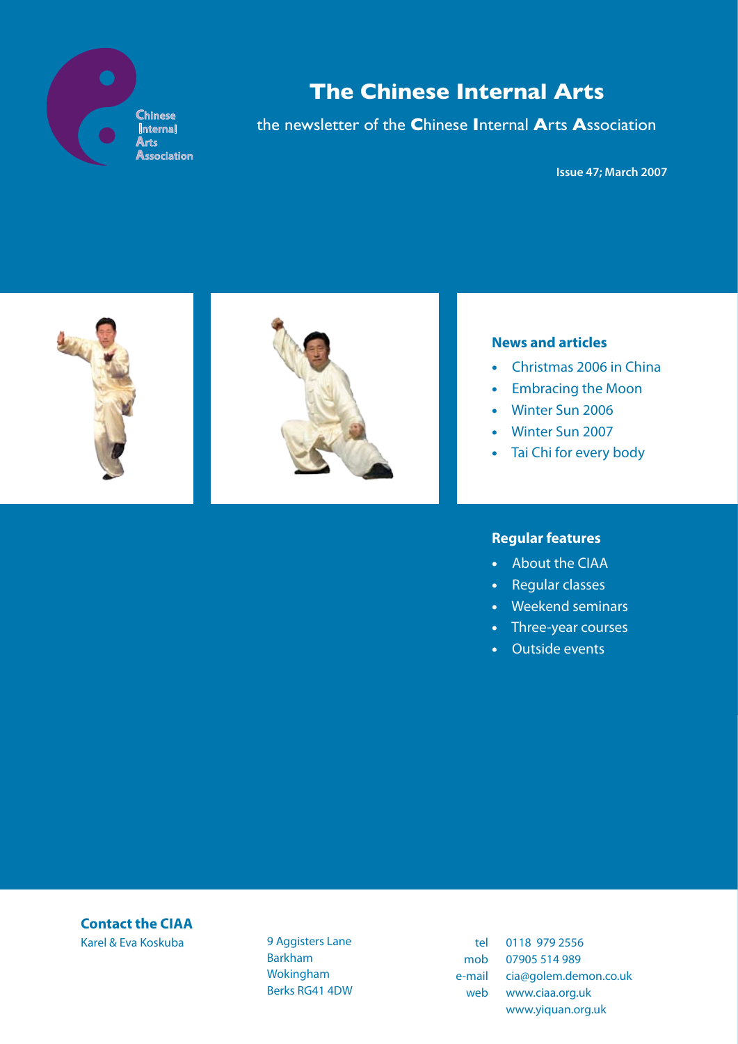Chinese Internal Arts Association

# The Chinese Internal Arts

the newsletter of the **C**hinese **I**nternal **A**rts **A**ssociation

**Issue 47; March 2007**

## News and articles

- Christmas 2006 in China
- Embracing the Moon
- Winter Sun 2006
- Winter Sun 2007
- Tai Chi for every body

## Regular features

- About the CIAA
- Regular classes
- Weekend seminars
- Three-year courses
- Outside events

## Contact the CIAA

Karel & Eva Koskuba

9 Aggisters Lane
Barkham
Wokingham
Berks RG41 4DW

tel 0118 979 2556
mob 07905 514 989
e-mail cia@golem.demon.co.uk
web www.ciaa.org.uk
www.yiquan.org.uk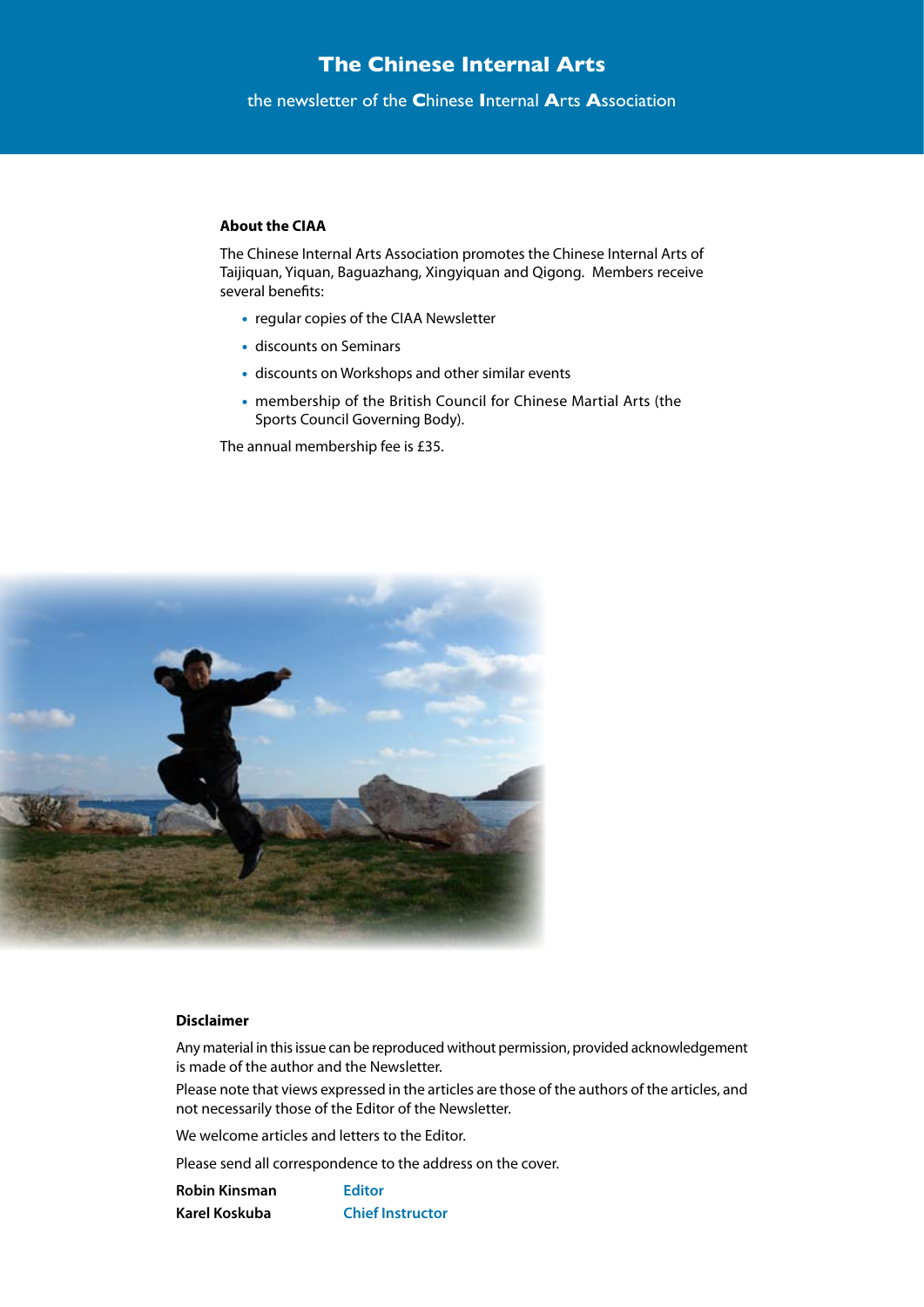# The Chinese Internal Arts

the newsletter of the **C**hinese **I**nternal **A**rts **A**ssociation

### About the CIAA

The Chinese Internal Arts Association promotes the Chinese Internal Arts of Taijiquan, Yiquan, Baguazhang, Xingyiquan and Qigong. Members receive several benefits:

- regular copies of the CIAA Newsletter
- discounts on Seminars
- discounts on Workshops and other similar events
- membership of the British Council for Chinese Martial Arts (the Sports Council Governing Body).

The annual membership fee is £35.

### Disclaimer

Any material in this issue can be reproduced without permission, provided acknowledgement is made of the author and the Newsletter.

Please note that views expressed in the articles are those of the authors of the articles, and not necessarily those of the Editor of the Newsletter.

We welcome articles and letters to the Editor.

Please send all correspondence to the address on the cover.

**Robin Kinsman** Editor
**Karel Koskuba** Chief Instructor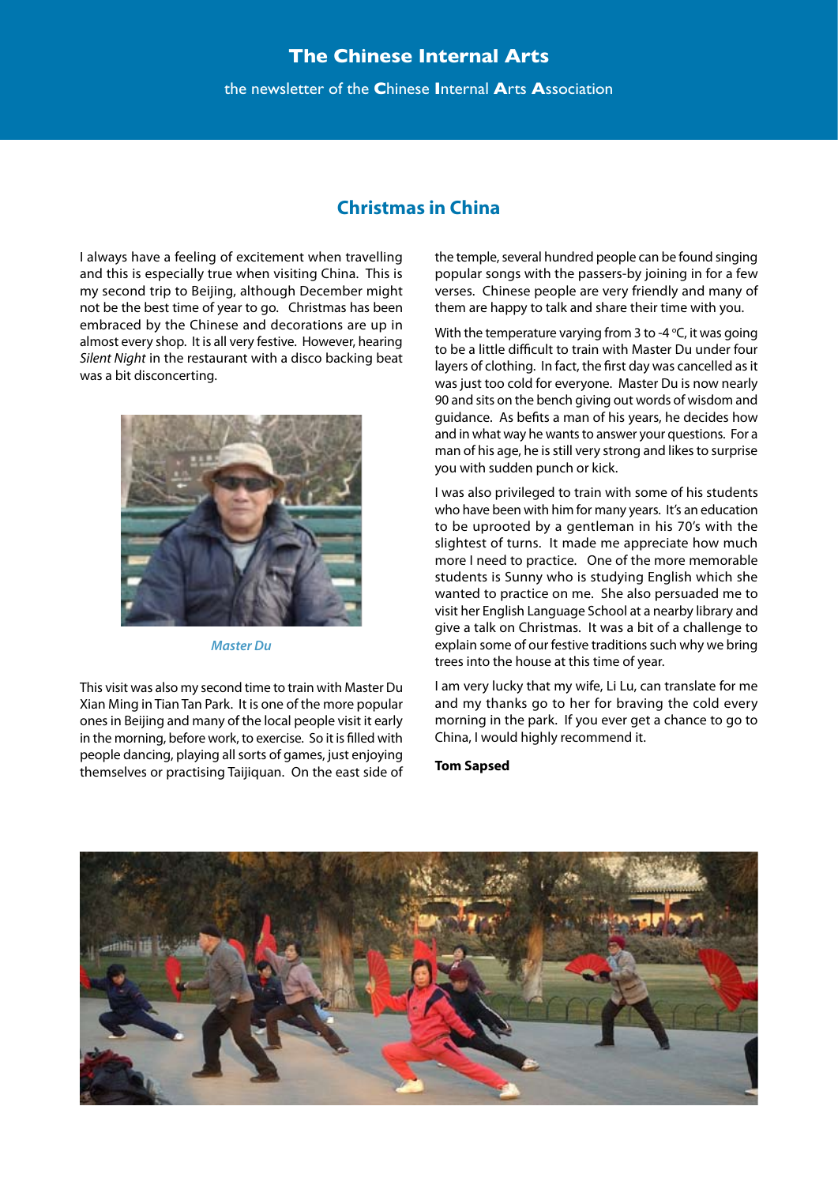# Christmas in China

I always have a feeling of excitement when travelling and this is especially true when visiting China. This is my second trip to Beijing, although December might not be the best time of year to go. Christmas has been embraced by the Chinese and decorations are up in almost every shop. It is all very festive. However, hearing *Silent Night* in the restaurant with a disco backing beat was a bit disconcerting.

*Master Du*

This visit was also my second time to train with Master Du Xian Ming in Tian Tan Park. It is one of the more popular ones in Beijing and many of the local people visit it early in the morning, before work, to exercise. So it is filled with people dancing, playing all sorts of games, just enjoying themselves or practising Taijiquan. On the east side of the temple, several hundred people can be found singing popular songs with the passers-by joining in for a few verses. Chinese people are very friendly and many of them are happy to talk and share their time with you.

With the temperature varying from 3 to -4 °C, it was going to be a little difficult to train with Master Du under four layers of clothing. In fact, the first day was cancelled as it was just too cold for everyone. Master Du is now nearly 90 and sits on the bench giving out words of wisdom and guidance. As befits a man of his years, he decides how and in what way he wants to answer your questions. For a man of his age, he is still very strong and likes to surprise you with sudden punch or kick.

I was also privileged to train with some of his students who have been with him for many years. It's an education to be uprooted by a gentleman in his 70's with the slightest of turns. It made me appreciate how much more I need to practice. One of the more memorable students is Sunny who is studying English which she wanted to practice on me. She also persuaded me to visit her English Language School at a nearby library and give a talk on Christmas. It was a bit of a challenge to explain some of our festive traditions such why we bring trees into the house at this time of year.

I am very lucky that my wife, Li Lu, can translate for me and my thanks go to her for braving the cold every morning in the park. If you ever get a chance to go to China, I would highly recommend it.

**Tom Sapsed**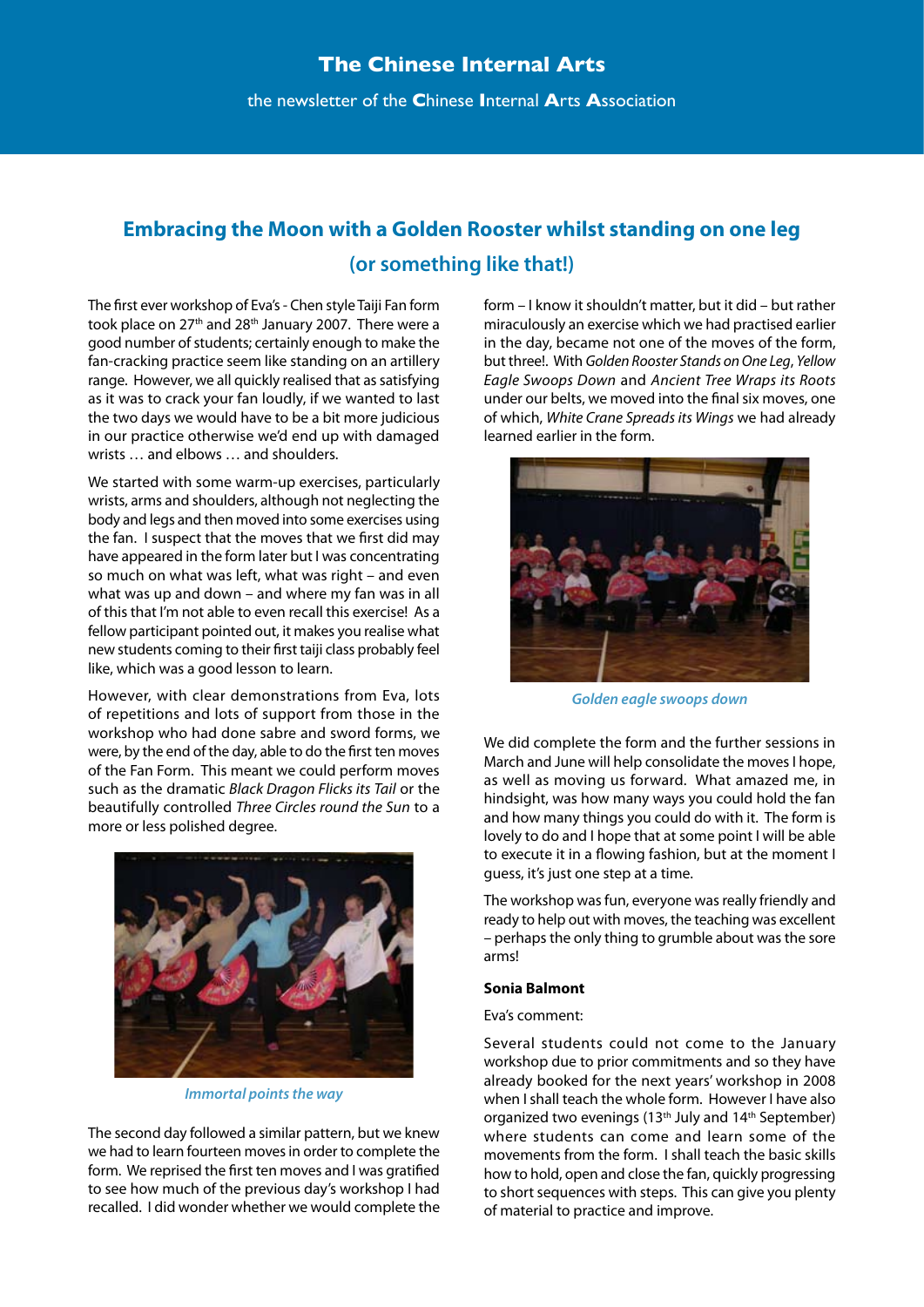# Embracing the Moon with a Golden Rooster whilst standing on one leg (or something like that!)

The first ever workshop of Eva's - Chen style Taiji Fan form took place on 27th and 28th January 2007. There were a good number of students; certainly enough to make the fan-cracking practice seem like standing on an artillery range. However, we all quickly realised that as satisfying as it was to crack your fan loudly, if we wanted to last the two days we would have to be a bit more judicious in our practice otherwise we'd end up with damaged wrists … and elbows … and shoulders.

We started with some warm-up exercises, particularly wrists, arms and shoulders, although not neglecting the body and legs and then moved into some exercises using the fan. I suspect that the moves that we first did may have appeared in the form later but I was concentrating so much on what was left, what was right – and even what was up and down – and where my fan was in all of this that I'm not able to even recall this exercise! As a fellow participant pointed out, it makes you realise what new students coming to their first taiji class probably feel like, which was a good lesson to learn.

However, with clear demonstrations from Eva, lots of repetitions and lots of support from those in the workshop who had done sabre and sword forms, we were, by the end of the day, able to do the first ten moves of the Fan Form. This meant we could perform moves such as the dramatic *Black Dragon Flicks its Tail* or the beautifully controlled *Three Circles round the Sun* to a more or less polished degree.

*Immortal points the way*

The second day followed a similar pattern, but we knew we had to learn fourteen moves in order to complete the form. We reprised the first ten moves and I was gratified to see how much of the previous day's workshop I had recalled. I did wonder whether we would complete the form – I know it shouldn't matter, but it did – but rather miraculously an exercise which we had practised earlier in the day, became not one of the moves of the form, but three!. With *Golden Rooster Stands on One Leg*, *Yellow Eagle Swoops Down* and *Ancient Tree Wraps its Roots* under our belts, we moved into the final six moves, one of which, *White Crane Spreads its Wings* we had already learned earlier in the form.

*Golden eagle swoops down*

We did complete the form and the further sessions in March and June will help consolidate the moves I hope, as well as moving us forward. What amazed me, in hindsight, was how many ways you could hold the fan and how many things you could do with it. The form is lovely to do and I hope that at some point I will be able to execute it in a flowing fashion, but at the moment I guess, it's just one step at a time.

The workshop was fun, everyone was really friendly and ready to help out with moves, the teaching was excellent – perhaps the only thing to grumble about was the sore arms!

**Sonia Balmont**

Eva's comment:

Several students could not come to the January workshop due to prior commitments and so they have already booked for the next years' workshop in 2008 when I shall teach the whole form. However I have also organized two evenings (13th July and 14th September) where students can come and learn some of the movements from the form. I shall teach the basic skills how to hold, open and close the fan, quickly progressing to short sequences with steps. This can give you plenty of material to practice and improve.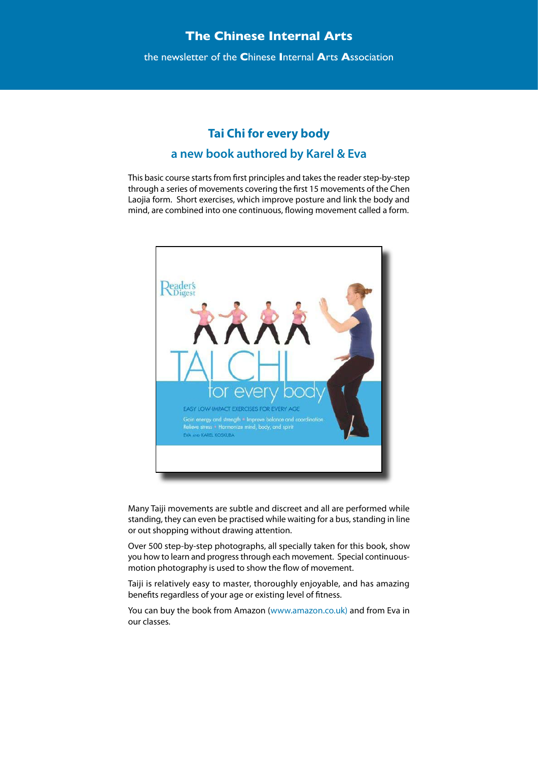## Tai Chi for every body

## a new book authored by Karel & Eva

This basic course starts from first principles and takes the reader step-by-step through a series of movements covering the first 15 movements of the Chen Laojia form. Short exercises, which improve posture and link the body and mind, are combined into one continuous, flowing movement called a form.

Many Taiji movements are subtle and discreet and all are performed while standing, they can even be practised while waiting for a bus, standing in line or out shopping without drawing attention.

Over 500 step-by-step photographs, all specially taken for this book, show you how to learn and progress through each movement. Special continuous-motion photography is used to show the flow of movement.

Taiji is relatively easy to master, thoroughly enjoyable, and has amazing benefits regardless of your age or existing level of fitness.

You can buy the book from Amazon (www.amazon.co.uk) and from Eva in our classes.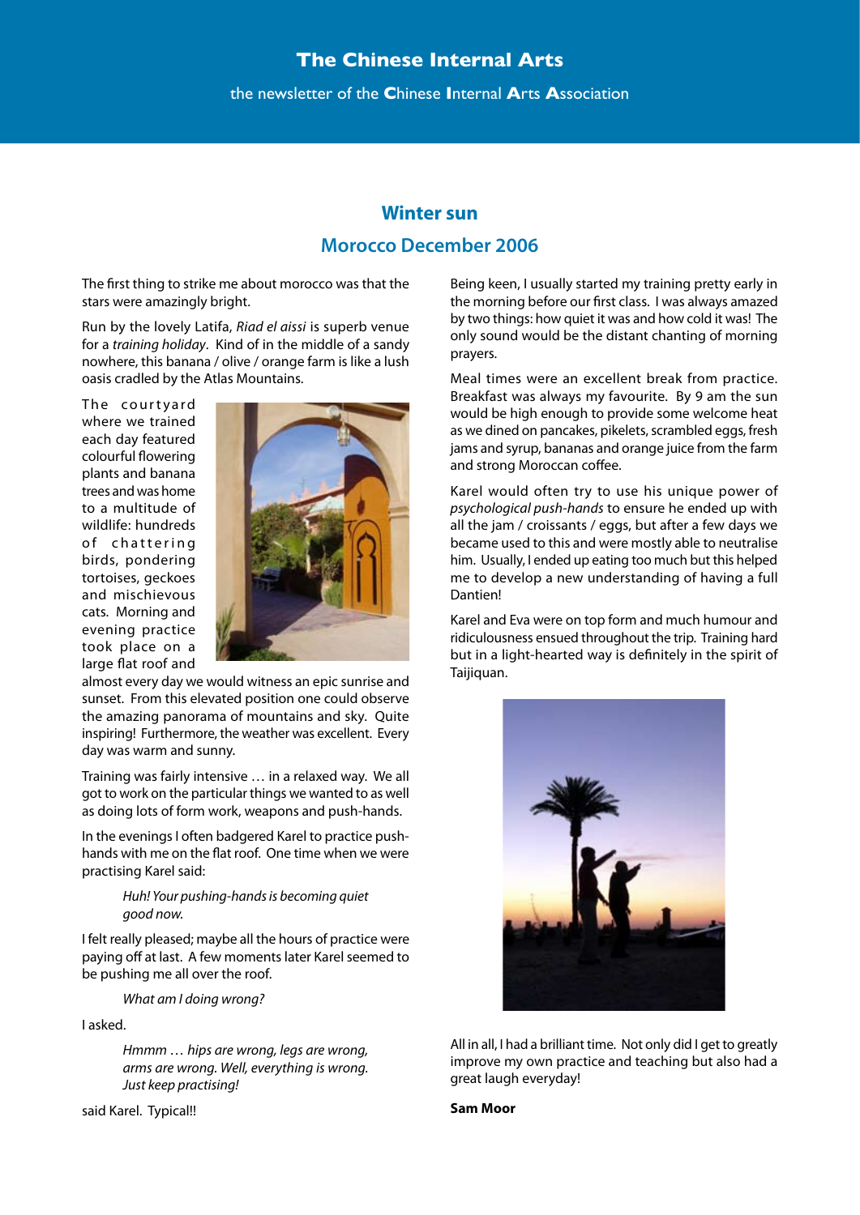## Winter sun

## Morocco December 2006

The first thing to strike me about morocco was that the stars were amazingly bright.

Run by the lovely Latifa, *Riad el aissi* is superb venue for a *training holiday*. Kind of in the middle of a sandy nowhere, this banana / olive / orange farm is like a lush oasis cradled by the Atlas Mountains.

The courtyard where we trained each day featured colourful flowering plants and banana trees and was home to a multitude of wildlife: hundreds of chattering birds, pondering tortoises, geckoes and mischievous cats. Morning and evening practice took place on a large flat roof and almost every day we would witness an epic sunrise and sunset. From this elevated position one could observe the amazing panorama of mountains and sky. Quite inspiring! Furthermore, the weather was excellent. Every day was warm and sunny.

Training was fairly intensive … in a relaxed way. We all got to work on the particular things we wanted to as well as doing lots of form work, weapons and push-hands.

In the evenings I often badgered Karel to practice push-hands with me on the flat roof. One time when we were practising Karel said:

> *Huh! Your pushing-hands is becoming quiet good now.*

I felt really pleased; maybe all the hours of practice were paying off at last. A few moments later Karel seemed to be pushing me all over the roof.

> *What am I doing wrong?*

I asked.

> *Hmmm … hips are wrong, legs are wrong, arms are wrong. Well, everything is wrong. Just keep practising!*

said Karel. Typical!!

Being keen, I usually started my training pretty early in the morning before our first class. I was always amazed by two things: how quiet it was and how cold it was! The only sound would be the distant chanting of morning prayers.

Meal times were an excellent break from practice. Breakfast was always my favourite. By 9 am the sun would be high enough to provide some welcome heat as we dined on pancakes, pikelets, scrambled eggs, fresh jams and syrup, bananas and orange juice from the farm and strong Moroccan coffee.

Karel would often try to use his unique power of *psychological push-hands* to ensure he ended up with all the jam / croissants / eggs, but after a few days we became used to this and were mostly able to neutralise him. Usually, I ended up eating too much but this helped me to develop a new understanding of having a full Dantien!

Karel and Eva were on top form and much humour and ridiculousness ensued throughout the trip. Training hard but in a light-hearted way is definitely in the spirit of Taijiquan.

All in all, I had a brilliant time. Not only did I get to greatly improve my own practice and teaching but also had a great laugh everyday!

**Sam Moor**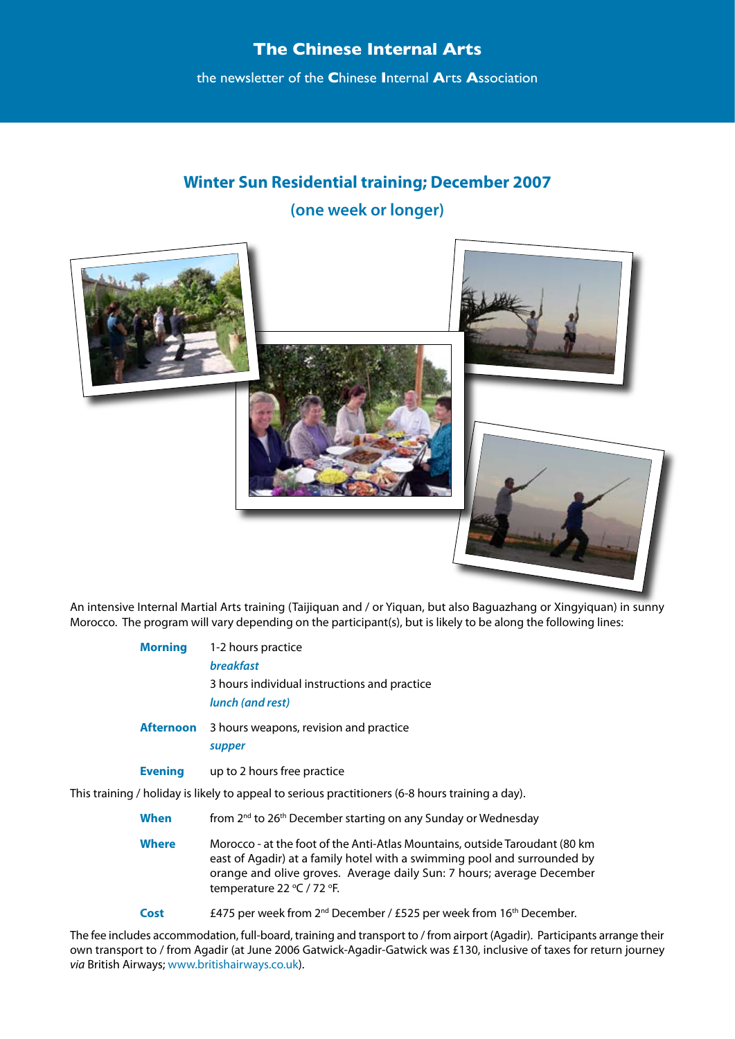# Winter Sun Residential training; December 2007

## (one week or longer)

An intensive Internal Martial Arts training (Taijiquan and / or Yiquan, but also Baguazhang or Xingyiquan) in sunny Morocco. The program will vary depending on the participant(s), but is likely to be along the following lines:

**Morning** 1-2 hours practice

*breakfast*

3 hours individual instructions and practice

*lunch (and rest)*

**Afternoon** 3 hours weapons, revision and practice

*supper*

**Evening** up to 2 hours free practice

This training / holiday is likely to appeal to serious practitioners (6-8 hours training a day).

**When** from 2nd to 26th December starting on any Sunday or Wednesday

**Where** Morocco - at the foot of the Anti-Atlas Mountains, outside Taroudant (80 km east of Agadir) at a family hotel with a swimming pool and surrounded by orange and olive groves. Average daily Sun: 7 hours; average December temperature 22 °C / 72 °F.

**Cost** £475 per week from 2nd December / £525 per week from 16th December.

The fee includes accommodation, full-board, training and transport to / from airport (Agadir). Participants arrange their own transport to / from Agadir (at June 2006 Gatwick-Agadir-Gatwick was £130, inclusive of taxes for return journey *via* British Airways; www.britishairways.co.uk).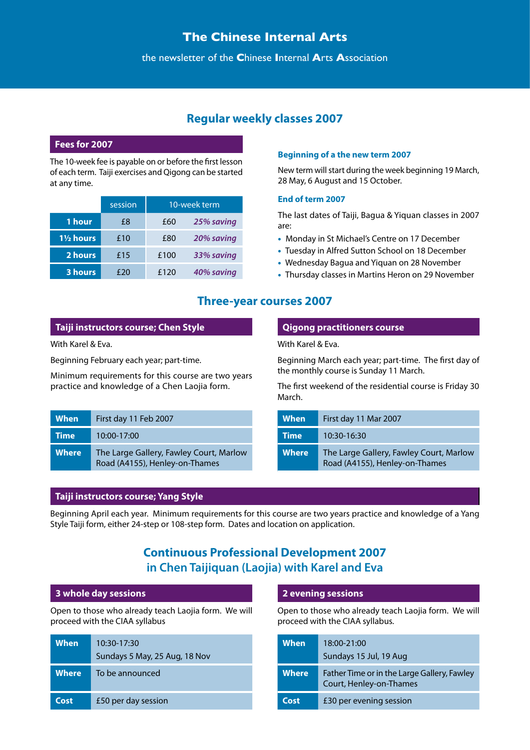# The Chinese Internal Arts

the newsletter of the Chinese Internal Arts Association

## Regular weekly classes 2007

### Fees for 2007

The 10-week fee is payable on or before the first lesson of each term. Taiji exercises and Qigong can be started at any time.

| | session | 10-week term | |
|---|---|---|---|
| 1 hour | £8 | £60 | *25% saving* |
| 1½ hours | £10 | £80 | *20% saving* |
| 2 hours | £15 | £100 | *33% saving* |
| 3 hours | £20 | £120 | *40% saving* |

### Beginning of a the new term 2007

New term will start during the week beginning 19 March, 28 May, 6 August and 15 October.

### End of term 2007

The last dates of Taiji, Bagua & Yiquan classes in 2007 are:

- Monday in St Michael's Centre on 17 December
- Tuesday in Alfred Sutton School on 18 December
- Wednesday Bagua and Yiquan on 28 November
- Thursday classes in Martins Heron on 29 November

## Three-year courses 2007

### Taiji instructors course; Chen Style

With Karel & Eva.

Beginning February each year; part-time.

Minimum requirements for this course are two years practice and knowledge of a Chen Laojia form.

| | |
|---|---|
| **When** | First day 11 Feb 2007 |
| **Time** | 10:00-17:00 |
| **Where** | The Large Gallery, Fawley Court, Marlow Road (A4155), Henley-on-Thames |

### Qigong practitioners course

With Karel & Eva.

Beginning March each year; part-time. The first day of the monthly course is Sunday 11 March.

The first weekend of the residential course is Friday 30 March.

| | |
|---|---|
| **When** | First day 11 Mar 2007 |
| **Time** | 10:30-16:30 |
| **Where** | The Large Gallery, Fawley Court, Marlow Road (A4155), Henley-on-Thames |

### Taiji instructors course; Yang Style

Beginning April each year. Minimum requirements for this course are two years practice and knowledge of a Yang Style Taiji form, either 24-step or 108-step form. Dates and location on application.

## Continuous Professional Development 2007 in Chen Taijiquan (Laojia) with Karel and Eva

### 3 whole day sessions

Open to those who already teach Laojia form. We will proceed with the CIAA syllabus

| | |
|---|---|
| **When** | 10:30-17:30<br>Sundays 5 May, 25 Aug, 18 Nov |
| **Where** | To be announced |
| **Cost** | £50 per day session |

### 2 evening sessions

Open to those who already teach Laojia form. We will proceed with the CIAA syllabus.

| | |
|---|---|
| **When** | 18:00-21:00<br>Sundays 15 Jul, 19 Aug |
| **Where** | Father Time or in the Large Gallery, Fawley Court, Henley-on-Thames |
| **Cost** | £30 per evening session |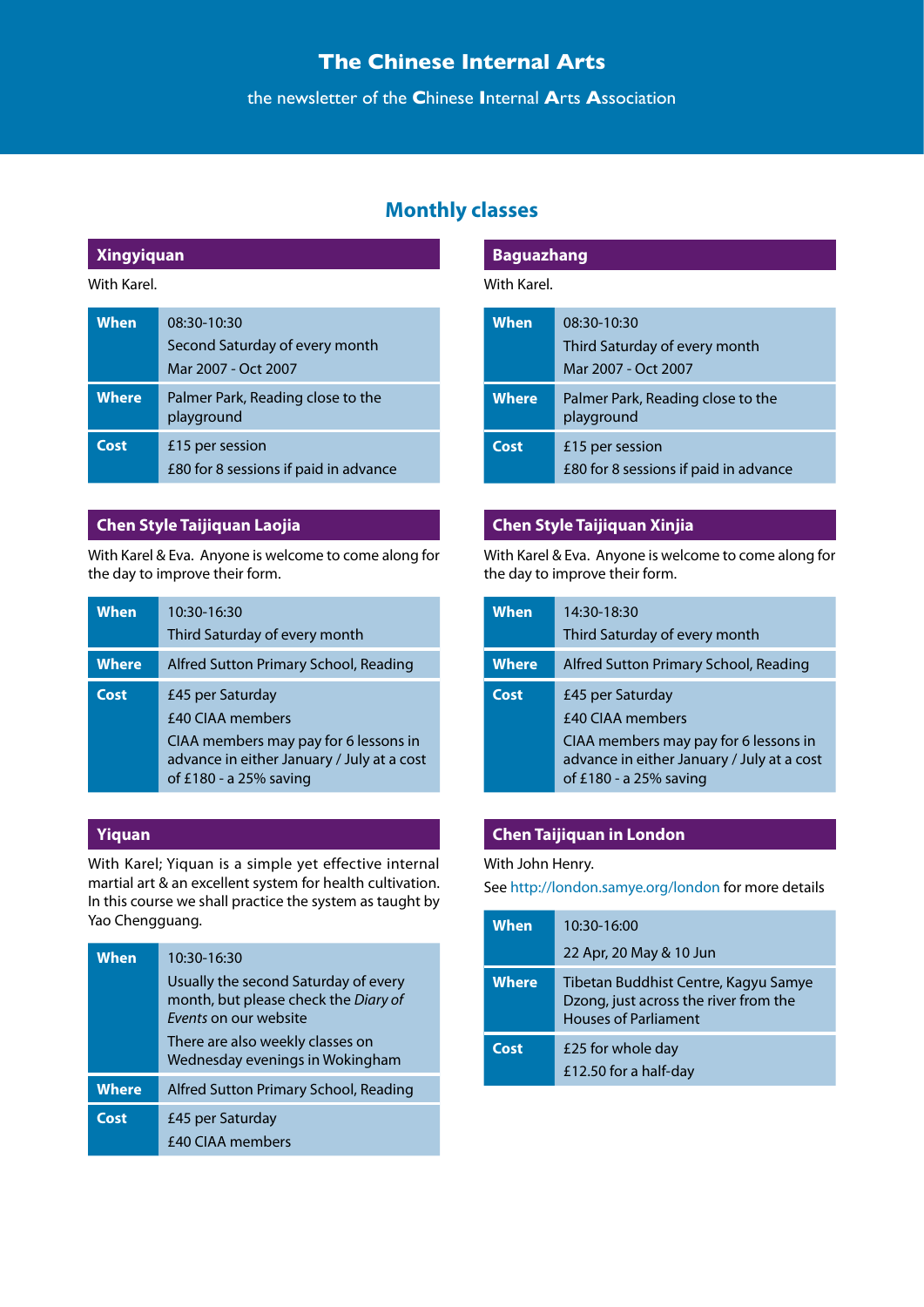# The Chinese Internal Arts

the newsletter of the **C**hinese **I**nternal **A**rts **A**ssociation

## Monthly classes

### Xingyiquan

With Karel.

| | |
|---|---|
| **When** | 08:30-10:30<br>Second Saturday of every month<br>Mar 2007 - Oct 2007 |
| **Where** | Palmer Park, Reading close to the playground |
| **Cost** | £15 per session<br>£80 for 8 sessions if paid in advance |

### Chen Style Taijiquan Laojia

With Karel & Eva. Anyone is welcome to come along for the day to improve their form.

| | |
|---|---|
| **When** | 10:30-16:30<br>Third Saturday of every month |
| **Where** | Alfred Sutton Primary School, Reading |
| **Cost** | £45 per Saturday<br>£40 CIAA members<br>CIAA members may pay for 6 lessons in advance in either January / July at a cost of £180 - a 25% saving |

### Yiquan

With Karel; Yiquan is a simple yet effective internal martial art & an excellent system for health cultivation. In this course we shall practice the system as taught by Yao Chengguang.

| | |
|---|---|
| **When** | 10:30-16:30<br>Usually the second Saturday of every month, but please check the *Diary of Events* on our website<br>There are also weekly classes on Wednesday evenings in Wokingham |
| **Where** | Alfred Sutton Primary School, Reading |
| **Cost** | £45 per Saturday<br>£40 CIAA members |

### Baguazhang

With Karel.

| | |
|---|---|
| **When** | 08:30-10:30<br>Third Saturday of every month<br>Mar 2007 - Oct 2007 |
| **Where** | Palmer Park, Reading close to the playground |
| **Cost** | £15 per session<br>£80 for 8 sessions if paid in advance |

### Chen Style Taijiquan Xinjia

With Karel & Eva. Anyone is welcome to come along for the day to improve their form.

| | |
|---|---|
| **When** | 14:30-18:30<br>Third Saturday of every month |
| **Where** | Alfred Sutton Primary School, Reading |
| **Cost** | £45 per Saturday<br>£40 CIAA members<br>CIAA members may pay for 6 lessons in advance in either January / July at a cost of £180 - a 25% saving |

### Chen Taijiquan in London

With John Henry.

See http://london.samye.org/london for more details

| | |
|---|---|
| **When** | 10:30-16:00<br>22 Apr, 20 May & 10 Jun |
| **Where** | Tibetan Buddhist Centre, Kagyu Samye Dzong, just across the river from the Houses of Parliament |
| **Cost** | £25 for whole day<br>£12.50 for a half-day |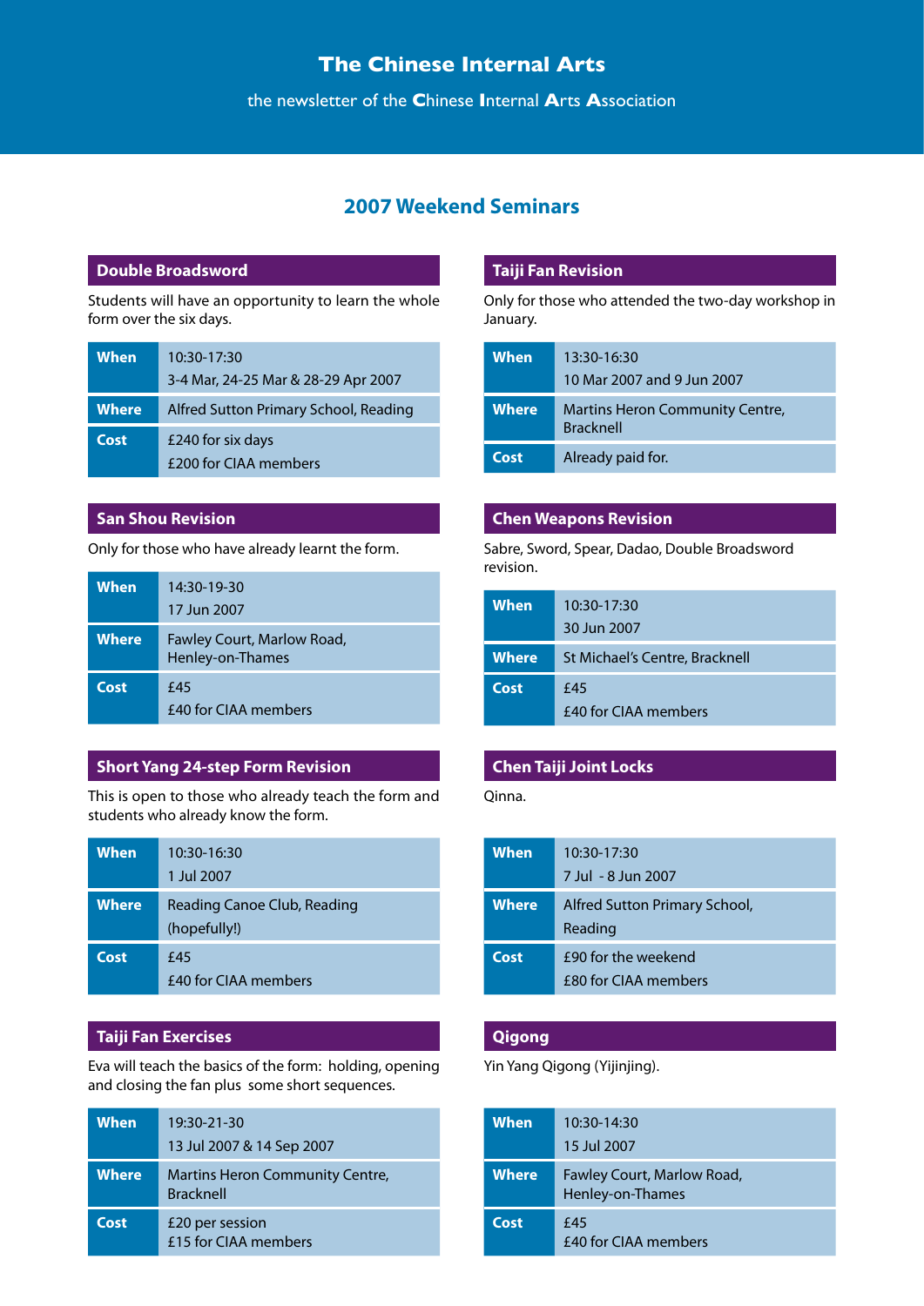# The Chinese Internal Arts

the newsletter of the **C**hinese **I**nternal **A**rts **A**ssociation

## 2007 Weekend Seminars

### Double Broadsword

Students will have an opportunity to learn the whole form over the six days.

| | |
|---|---|
| **When** | 10:30-17:30<br>3-4 Mar, 24-25 Mar & 28-29 Apr 2007 |
| **Where** | Alfred Sutton Primary School, Reading |
| **Cost** | £240 for six days<br>£200 for CIAA members |

### San Shou Revision

Only for those who have already learnt the form.

| | |
|---|---|
| **When** | 14:30-19-30<br>17 Jun 2007 |
| **Where** | Fawley Court, Marlow Road, Henley-on-Thames |
| **Cost** | £45<br>£40 for CIAA members |

### Short Yang 24-step Form Revision

This is open to those who already teach the form and students who already know the form.

| | |
|---|---|
| **When** | 10:30-16:30<br>1 Jul 2007 |
| **Where** | Reading Canoe Club, Reading (hopefully!) |
| **Cost** | £45<br>£40 for CIAA members |

### Taiji Fan Exercises

Eva will teach the basics of the form: holding, opening and closing the fan plus some short sequences.

| | |
|---|---|
| **When** | 19:30-21-30<br>13 Jul 2007 & 14 Sep 2007 |
| **Where** | Martins Heron Community Centre, Bracknell |
| **Cost** | £20 per session<br>£15 for CIAA members |

### Taiji Fan Revision

Only for those who attended the two-day workshop in January.

| | |
|---|---|
| **When** | 13:30-16:30<br>10 Mar 2007 and 9 Jun 2007 |
| **Where** | Martins Heron Community Centre, Bracknell |
| **Cost** | Already paid for. |

### Chen Weapons Revision

Sabre, Sword, Spear, Dadao, Double Broadsword revision.

| | |
|---|---|
| **When** | 10:30-17:30<br>30 Jun 2007 |
| **Where** | St Michael's Centre, Bracknell |
| **Cost** | £45<br>£40 for CIAA members |

### Chen Taiji Joint Locks

Qinna.

| | |
|---|---|
| **When** | 10:30-17:30<br>7 Jul - 8 Jun 2007 |
| **Where** | Alfred Sutton Primary School, Reading |
| **Cost** | £90 for the weekend<br>£80 for CIAA members |

### Qigong

Yin Yang Qigong (Yijinjing).

| | |
|---|---|
| **When** | 10:30-14:30<br>15 Jul 2007 |
| **Where** | Fawley Court, Marlow Road, Henley-on-Thames |
| **Cost** | £45<br>£40 for CIAA members |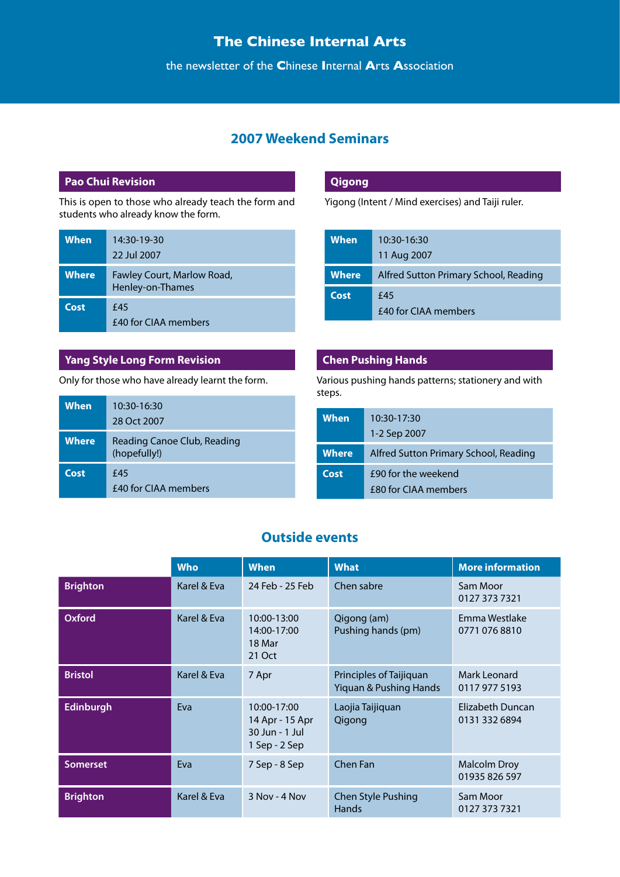# The Chinese Internal Arts

the newsletter of the Chinese Internal Arts Association

## 2007 Weekend Seminars

### Pao Chui Revision

This is open to those who already teach the form and students who already know the form.

| | |
|---|---|
| **When** | 14:30-19-30<br>22 Jul 2007 |
| **Where** | Fawley Court, Marlow Road, Henley-on-Thames |
| **Cost** | £45<br>£40 for CIAA members |

### Qigong

Yigong (Intent / Mind exercises) and Taiji ruler.

| | |
|---|---|
| **When** | 10:30-16:30<br>11 Aug 2007 |
| **Where** | Alfred Sutton Primary School, Reading |
| **Cost** | £45<br>£40 for CIAA members |

### Yang Style Long Form Revision

Only for those who have already learnt the form.

| | |
|---|---|
| **When** | 10:30-16:30<br>28 Oct 2007 |
| **Where** | Reading Canoe Club, Reading (hopefully!) |
| **Cost** | £45<br>£40 for CIAA members |

### Chen Pushing Hands

Various pushing hands patterns; stationery and with steps.

| | |
|---|---|
| **When** | 10:30-17:30<br>1-2 Sep 2007 |
| **Where** | Alfred Sutton Primary School, Reading |
| **Cost** | £90 for the weekend<br>£80 for CIAA members |

## Outside events

| | Who | When | What | More information |
|---|---|---|---|---|
| **Brighton** | Karel & Eva | 24 Feb - 25 Feb | Chen sabre | Sam Moor<br>0127 373 7321 |
| **Oxford** | Karel & Eva | 10:00-13:00<br>14:00-17:00<br>18 Mar<br>21 Oct | Qigong (am)<br>Pushing hands (pm) | Emma Westlake<br>0771 076 8810 |
| **Bristol** | Karel & Eva | 7 Apr | Principles of Taijiquan<br>Yiquan & Pushing Hands | Mark Leonard<br>0117 977 5193 |
| **Edinburgh** | Eva | 10:00-17:00<br>14 Apr - 15 Apr<br>30 Jun - 1 Jul<br>1 Sep - 2 Sep | Laojia Taijiquan<br>Qigong | Elizabeth Duncan<br>0131 332 6894 |
| **Somerset** | Eva | 7 Sep - 8 Sep | Chen Fan | Malcolm Droy<br>01935 826 597 |
| **Brighton** | Karel & Eva | 3 Nov - 4 Nov | Chen Style Pushing Hands | Sam Moor<br>0127 373 7321 |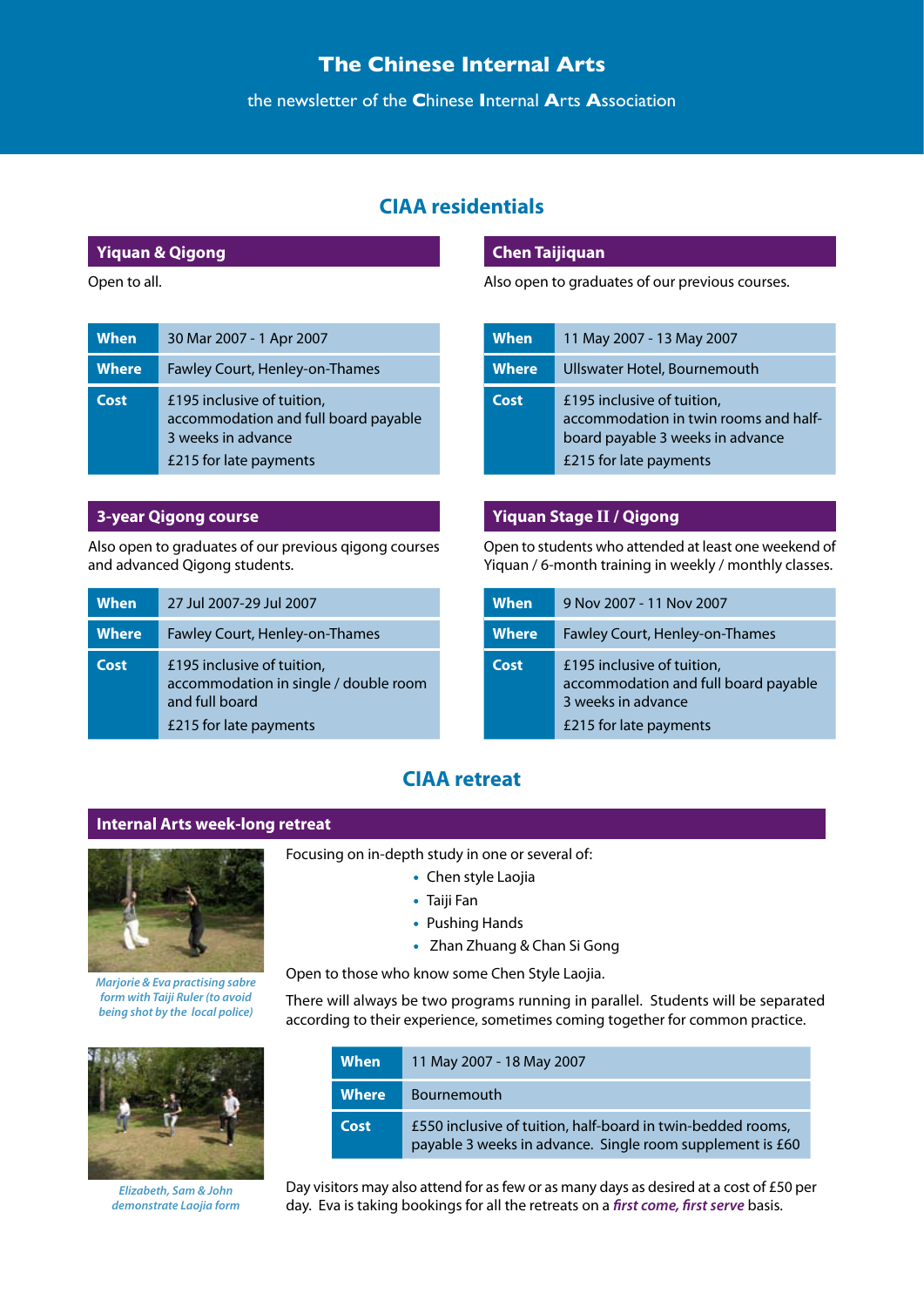# The Chinese Internal Arts

the newsletter of the **C**hinese **I**nternal **A**rts **A**ssociation

## CIAA residentials

### Yiquan & Qigong

Open to all.

| | |
|---|---|
| **When** | 30 Mar 2007 - 1 Apr 2007 |
| **Where** | Fawley Court, Henley-on-Thames |
| **Cost** | £195 inclusive of tuition, accommodation and full board payable 3 weeks in advance<br>£215 for late payments |

### Chen Taijiquan

Also open to graduates of our previous courses.

| | |
|---|---|
| **When** | 11 May 2007 - 13 May 2007 |
| **Where** | Ullswater Hotel, Bournemouth |
| **Cost** | £195 inclusive of tuition, accommodation in twin rooms and half-board payable 3 weeks in advance<br>£215 for late payments |

### 3-year Qigong course

Also open to graduates of our previous qigong courses and advanced Qigong students.

| | |
|---|---|
| **When** | 27 Jul 2007-29 Jul 2007 |
| **Where** | Fawley Court, Henley-on-Thames |
| **Cost** | £195 inclusive of tuition, accommodation in single / double room and full board<br>£215 for late payments |

### Yiquan Stage II / Qigong

Open to students who attended at least one weekend of Yiquan / 6-month training in weekly / monthly classes.

| | |
|---|---|
| **When** | 9 Nov 2007 - 11 Nov 2007 |
| **Where** | Fawley Court, Henley-on-Thames |
| **Cost** | £195 inclusive of tuition, accommodation and full board payable 3 weeks in advance<br>£215 for late payments |

## CIAA retreat

### Internal Arts week-long retreat

*Marjorie & Eva practising sabre form with Taiji Ruler (to avoid being shot by the local police)*

*Elizabeth, Sam & John demonstrate Laojia form*

Focusing on in-depth study in one or several of:

- Chen style Laojia
- Taiji Fan
- Pushing Hands
- Zhan Zhuang & Chan Si Gong

Open to those who know some Chen Style Laojia.

There will always be two programs running in parallel. Students will be separated according to their experience, sometimes coming together for common practice.

| | |
|---|---|
| **When** | 11 May 2007 - 18 May 2007 |
| **Where** | Bournemouth |
| **Cost** | £550 inclusive of tuition, half-board in twin-bedded rooms, payable 3 weeks in advance. Single room supplement is £60 |

Day visitors may also attend for as few or as many days as desired at a cost of £50 per day. Eva is taking bookings for all the retreats on a ***first come, first serve*** basis.